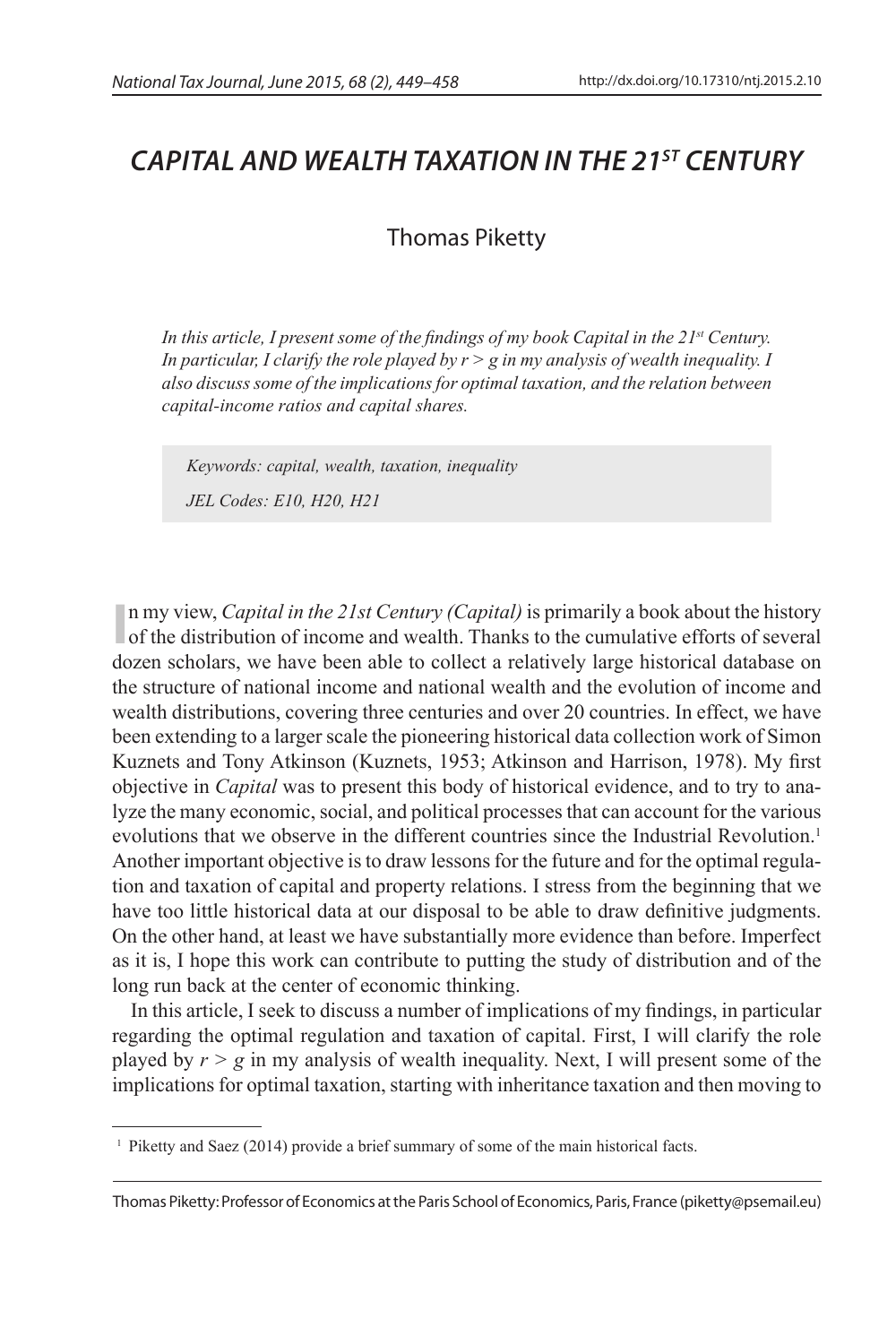# CAPITAL AND WEALTH TAXATION IN THE 21ST CENTURY

Thomas Piketty

*In this article, I present some of the findings of my book Capital in the 21st Century. In particular, I clarify the role played by r > g in my analysis of wealth inequality. I also discuss some of the implications for optimal taxation, and the relation between capital-income ratios and capital shares.*

*Keywords: capital, wealth, taxation, inequality*

*JEL Codes: E10, H20, H21*

In my view, *Capital in the 21st Century (Capital)* is primarily a book about the history of the distribution of income and wealth. Thanks to the cumulative efforts of several dozen scholars, we have been able to collect a relatively large historical database on the structure of national income and national wealth and the evolution of income and wealth distributions, covering three centuries and over 20 countries. In effect, we have been extending to a larger scale the pioneering historical data collection work of Simon Kuznets and Tony Atkinson (Kuznets, 1953; Atkinson and Harrison, 1978). My first objective in *Capital* was to present this body of historical evidence, and to try to analyze the many economic, social, and political processes that can account for the various evolutions that we observe in the different countries since the Industrial Revolution.[1] Another important objective is to draw lessons for the future and for the optimal regulation and taxation of capital and property relations. I stress from the beginning that we have too little historical data at our disposal to be able to draw definitive judgments. On the other hand, at least we have substantially more evidence than before. Imperfect as it is, I hope this work can contribute to putting the study of distribution and of the long run back at the center of economic thinking.

In this article, I seek to discuss a number of implications of my findings, in particular regarding the optimal regulation and taxation of capital. First, I will clarify the role played by $r > g$ in my analysis of wealth inequality. Next, I will present some of the implications for optimal taxation, starting with inheritance taxation and then moving to

[1] Piketty and Saez (2014) provide a brief summary of some of the main historical facts.

Thomas Piketty: Professor of Economics at the Paris School of Economics, Paris, France (piketty@psemail.eu)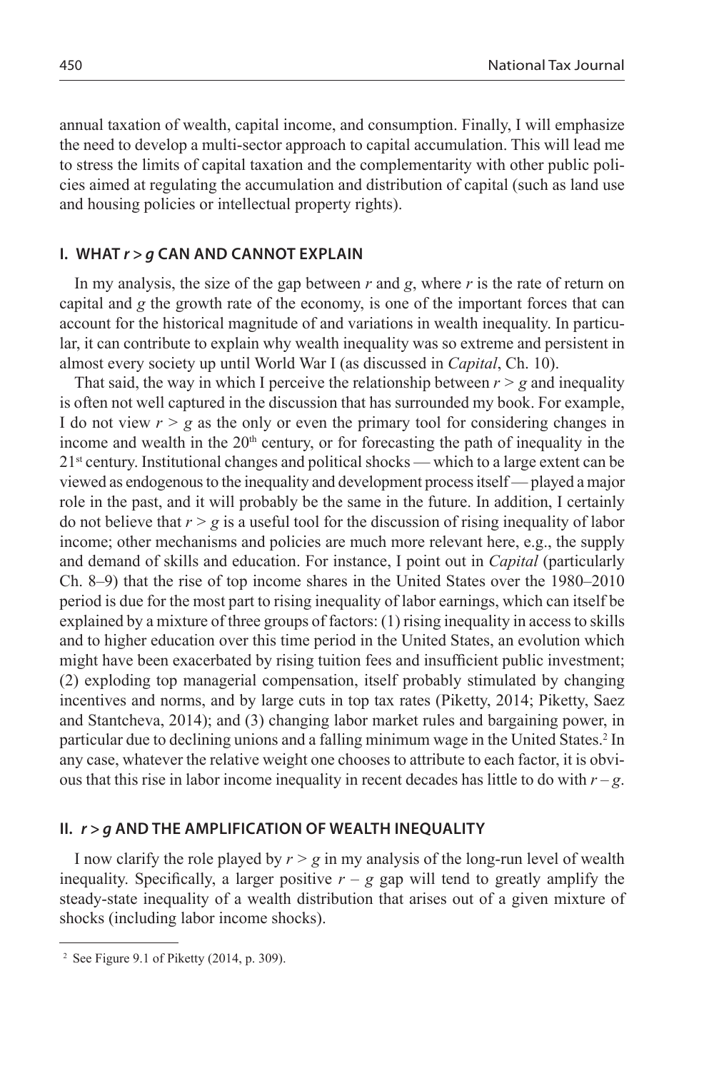annual taxation of wealth, capital income, and consumption. Finally, I will emphasize the need to develop a multi-sector approach to capital accumulation. This will lead me to stress the limits of capital taxation and the complementarity with other public policies aimed at regulating the accumulation and distribution of capital (such as land use and housing policies or intellectual property rights).

## I. WHAT $r > g$ CAN AND CANNOT EXPLAIN

In my analysis, the size of the gap between $r$ and $g$, where $r$ is the rate of return on capital and $g$ the growth rate of the economy, is one of the important forces that can account for the historical magnitude of and variations in wealth inequality. In particular, it can contribute to explain why wealth inequality was so extreme and persistent in almost every society up until World War I (as discussed in *Capital*, Ch. 10).

That said, the way in which I perceive the relationship between $r > g$ and inequality is often not well captured in the discussion that has surrounded my book. For example, I do not view $r > g$ as the only or even the primary tool for considering changes in income and wealth in the $20^{th}$ century, or for forecasting the path of inequality in the $21^{st}$ century. Institutional changes and political shocks — which to a large extent can be viewed as endogenous to the inequality and development process itself — played a major role in the past, and it will probably be the same in the future. In addition, I certainly do not believe that $r > g$ is a useful tool for the discussion of rising inequality of labor income; other mechanisms and policies are much more relevant here, e.g., the supply and demand of skills and education. For instance, I point out in *Capital* (particularly Ch. 8–9) that the rise of top income shares in the United States over the 1980–2010 period is due for the most part to rising inequality of labor earnings, which can itself be explained by a mixture of three groups of factors: (1) rising inequality in access to skills and to higher education over this time period in the United States, an evolution which might have been exacerbated by rising tuition fees and insufficient public investment; (2) exploding top managerial compensation, itself probably stimulated by changing incentives and norms, and by large cuts in top tax rates (Piketty, 2014; Piketty, Saez and Stantcheva, 2014); and (3) changing labor market rules and bargaining power, in particular due to declining unions and a falling minimum wage in the United States.[2] In any case, whatever the relative weight one chooses to attribute to each factor, it is obvious that this rise in labor income inequality in recent decades has little to do with $r - g$.

## II. $r > g$ AND THE AMPLIFICATION OF WEALTH INEQUALITY

I now clarify the role played by $r > g$ in my analysis of the long-run level of wealth inequality. Specifically, a larger positive $r - g$ gap will tend to greatly amplify the steady-state inequality of a wealth distribution that arises out of a given mixture of shocks (including labor income shocks).

[2] See Figure 9.1 of Piketty (2014, p. 309).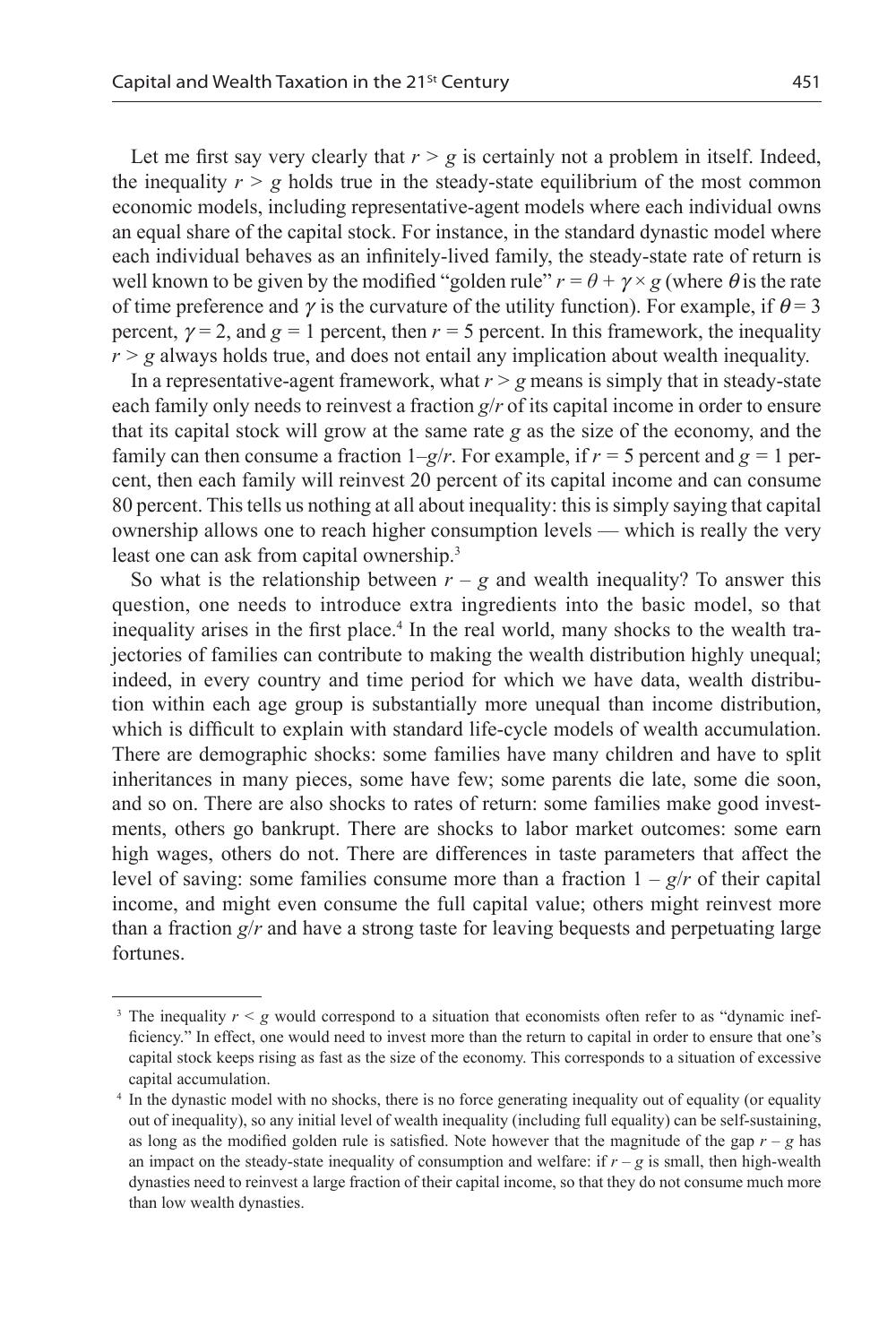Let me first say very clearly that $r > g$ is certainly not a problem in itself. Indeed, the inequality $r > g$ holds true in the steady-state equilibrium of the most common economic models, including representative-agent models where each individual owns an equal share of the capital stock. For instance, in the standard dynastic model where each individual behaves as an infinitely-lived family, the steady-state rate of return is well known to be given by the modified "golden rule" $r = \theta + \gamma \times g$ (where $\theta$ is the rate of time preference and $\gamma$ is the curvature of the utility function). For example, if $\theta = 3$ percent, $\gamma = 2$, and $g = 1$ percent, then $r = 5$ percent. In this framework, the inequality $r > g$ always holds true, and does not entail any implication about wealth inequality.

In a representative-agent framework, what $r > g$ means is simply that in steady-state each family only needs to reinvest a fraction $g/r$ of its capital income in order to ensure that its capital stock will grow at the same rate $g$ as the size of the economy, and the family can then consume a fraction $1 - g/r$. For example, if $r = 5$ percent and $g = 1$ percent, then each family will reinvest 20 percent of its capital income and can consume 80 percent. This tells us nothing at all about inequality: this is simply saying that capital ownership allows one to reach higher consumption levels — which is really the very least one can ask from capital ownership.[3]

So what is the relationship between $r - g$ and wealth inequality? To answer this question, one needs to introduce extra ingredients into the basic model, so that inequality arises in the first place.[4] In the real world, many shocks to the wealth trajectories of families can contribute to making the wealth distribution highly unequal; indeed, in every country and time period for which we have data, wealth distribution within each age group is substantially more unequal than income distribution, which is difficult to explain with standard life-cycle models of wealth accumulation. There are demographic shocks: some families have many children and have to split inheritances in many pieces, some have few; some parents die late, some die soon, and so on. There are also shocks to rates of return: some families make good investments, others go bankrupt. There are shocks to labor market outcomes: some earn high wages, others do not. There are differences in taste parameters that affect the level of saving: some families consume more than a fraction $1 - g/r$ of their capital income, and might even consume the full capital value; others might reinvest more than a fraction $g/r$ and have a strong taste for leaving bequests and perpetuating large fortunes.

---

[3] The inequality $r < g$ would correspond to a situation that economists often refer to as "dynamic inefficiency." In effect, one would need to invest more than the return to capital in order to ensure that one's capital stock keeps rising as fast as the size of the economy. This corresponds to a situation of excessive capital accumulation.

[4] In the dynastic model with no shocks, there is no force generating inequality out of equality (or equality out of inequality), so any initial level of wealth inequality (including full equality) can be self-sustaining, as long as the modified golden rule is satisfied. Note however that the magnitude of the gap $r - g$ has an impact on the steady-state inequality of consumption and welfare: if $r - g$ is small, then high-wealth dynasties need to reinvest a large fraction of their capital income, so that they do not consume much more than low wealth dynasties.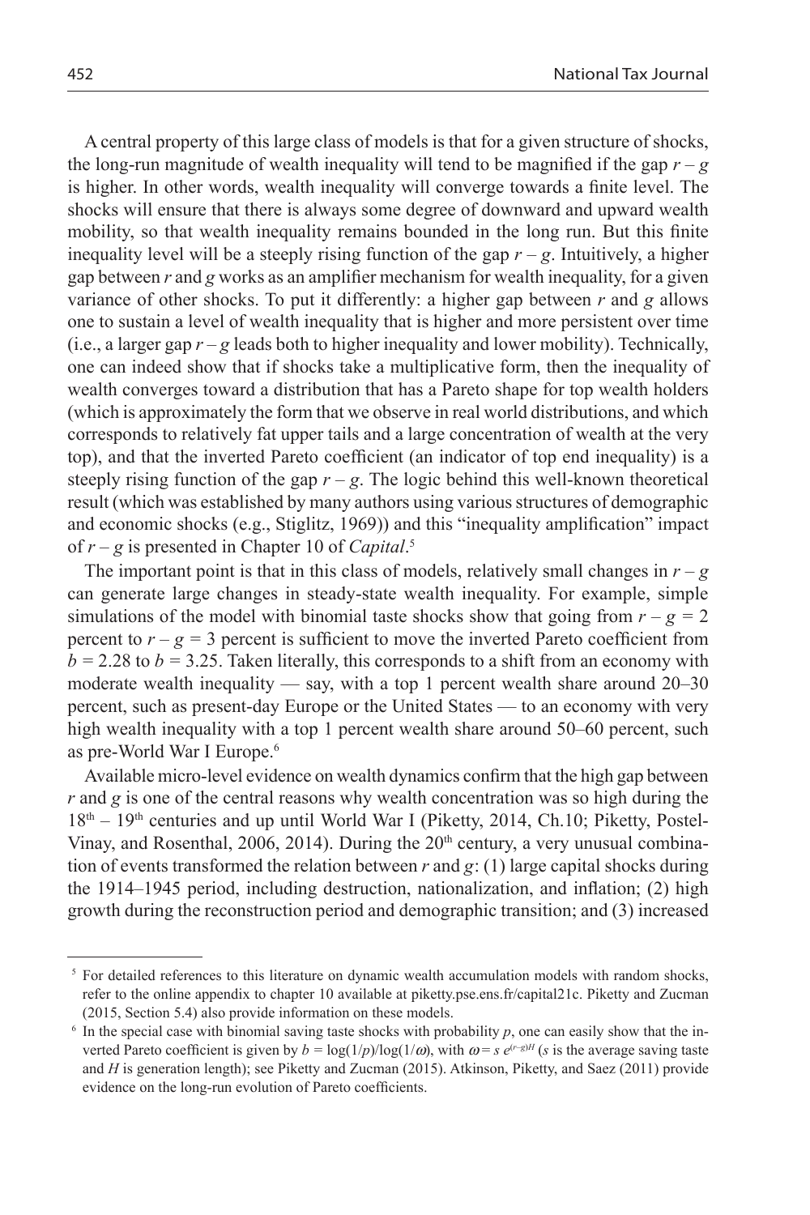A central property of this large class of models is that for a given structure of shocks, the long-run magnitude of wealth inequality will tend to be magnified if the gap $r - g$ is higher. In other words, wealth inequality will converge towards a finite level. The shocks will ensure that there is always some degree of downward and upward wealth mobility, so that wealth inequality remains bounded in the long run. But this finite inequality level will be a steeply rising function of the gap $r - g$. Intuitively, a higher gap between $r$ and $g$ works as an amplifier mechanism for wealth inequality, for a given variance of other shocks. To put it differently: a higher gap between $r$ and $g$ allows one to sustain a level of wealth inequality that is higher and more persistent over time (i.e., a larger gap $r - g$ leads both to higher inequality and lower mobility). Technically, one can indeed show that if shocks take a multiplicative form, then the inequality of wealth converges toward a distribution that has a Pareto shape for top wealth holders (which is approximately the form that we observe in real world distributions, and which corresponds to relatively fat upper tails and a large concentration of wealth at the very top), and that the inverted Pareto coefficient (an indicator of top end inequality) is a steeply rising function of the gap $r - g$. The logic behind this well-known theoretical result (which was established by many authors using various structures of demographic and economic shocks (e.g., Stiglitz, 1969)) and this "inequality amplification" impact of $r - g$ is presented in Chapter 10 of *Capital*.[5]

The important point is that in this class of models, relatively small changes in $r - g$ can generate large changes in steady-state wealth inequality. For example, simple simulations of the model with binomial taste shocks show that going from $r - g = 2$ percent to $r - g = 3$ percent is sufficient to move the inverted Pareto coefficient from $b = 2.28$ to $b = 3.25$. Taken literally, this corresponds to a shift from an economy with moderate wealth inequality — say, with a top 1 percent wealth share around 20–30 percent, such as present-day Europe or the United States — to an economy with very high wealth inequality with a top 1 percent wealth share around 50–60 percent, such as pre-World War I Europe.[6]

Available micro-level evidence on wealth dynamics confirm that the high gap between $r$ and $g$ is one of the central reasons why wealth concentration was so high during the $18^{th}$ – $19^{th}$ centuries and up until World War I (Piketty, 2014, Ch.10; Piketty, Postel-Vinay, and Rosenthal, 2006, 2014). During the $20^{th}$ century, a very unusual combination of events transformed the relation between $r$ and $g$: (1) large capital shocks during the 1914–1945 period, including destruction, nationalization, and inflation; (2) high growth during the reconstruction period and demographic transition; and (3) increased

---

[5] For detailed references to this literature on dynamic wealth accumulation models with random shocks, refer to the online appendix to chapter 10 available at piketty.pse.ens.fr/capital21c. Piketty and Zucman (2015, Section 5.4) also provide information on these models.

[6] In the special case with binomial saving taste shocks with probability $p$, one can easily show that the inverted Pareto coefficient is given by $b = \log(1/p)/\log(1/\omega)$, with $\omega = s\ e^{(r-g)H}$ ($s$ is the average saving taste and $H$ is generation length); see Piketty and Zucman (2015). Atkinson, Piketty, and Saez (2011) provide evidence on the long-run evolution of Pareto coefficients.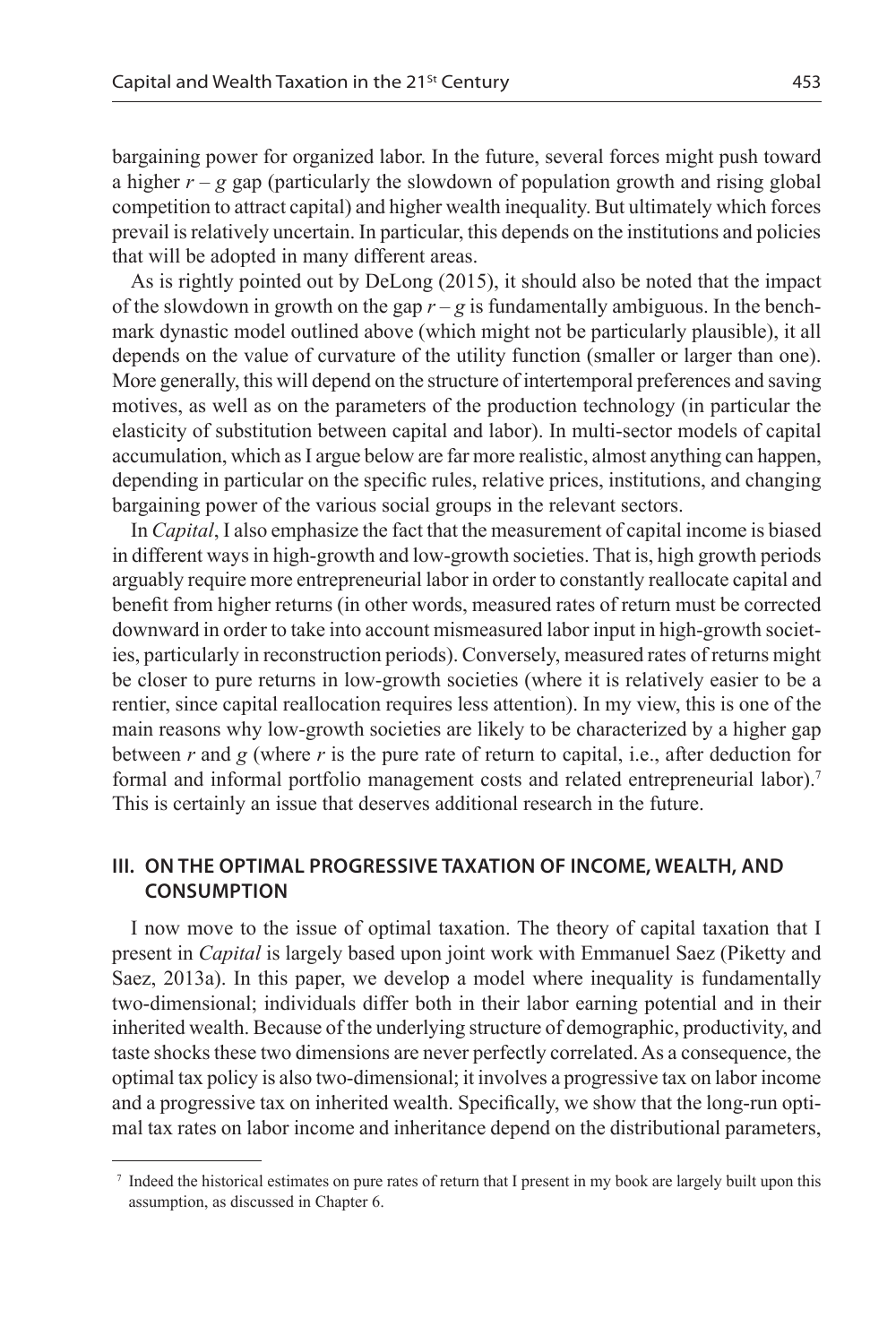bargaining power for organized labor. In the future, several forces might push toward a higher $r - g$ gap (particularly the slowdown of population growth and rising global competition to attract capital) and higher wealth inequality. But ultimately which forces prevail is relatively uncertain. In particular, this depends on the institutions and policies that will be adopted in many different areas.

As is rightly pointed out by DeLong (2015), it should also be noted that the impact of the slowdown in growth on the gap $r - g$ is fundamentally ambiguous. In the benchmark dynastic model outlined above (which might not be particularly plausible), it all depends on the value of curvature of the utility function (smaller or larger than one). More generally, this will depend on the structure of intertemporal preferences and saving motives, as well as on the parameters of the production technology (in particular the elasticity of substitution between capital and labor). In multi-sector models of capital accumulation, which as I argue below are far more realistic, almost anything can happen, depending in particular on the specific rules, relative prices, institutions, and changing bargaining power of the various social groups in the relevant sectors.

In *Capital*, I also emphasize the fact that the measurement of capital income is biased in different ways in high-growth and low-growth societies. That is, high growth periods arguably require more entrepreneurial labor in order to constantly reallocate capital and benefit from higher returns (in other words, measured rates of return must be corrected downward in order to take into account mismeasured labor input in high-growth societies, particularly in reconstruction periods). Conversely, measured rates of returns might be closer to pure returns in low-growth societies (where it is relatively easier to be a rentier, since capital reallocation requires less attention). In my view, this is one of the main reasons why low-growth societies are likely to be characterized by a higher gap between $r$ and $g$ (where $r$ is the pure rate of return to capital, i.e., after deduction for formal and informal portfolio management costs and related entrepreneurial labor).[7] This is certainly an issue that deserves additional research in the future.

## III. ON THE OPTIMAL PROGRESSIVE TAXATION OF INCOME, WEALTH, AND CONSUMPTION

I now move to the issue of optimal taxation. The theory of capital taxation that I present in *Capital* is largely based upon joint work with Emmanuel Saez (Piketty and Saez, 2013a). In this paper, we develop a model where inequality is fundamentally two-dimensional; individuals differ both in their labor earning potential and in their inherited wealth. Because of the underlying structure of demographic, productivity, and taste shocks these two dimensions are never perfectly correlated. As a consequence, the optimal tax policy is also two-dimensional; it involves a progressive tax on labor income and a progressive tax on inherited wealth. Specifically, we show that the long-run optimal tax rates on labor income and inheritance depend on the distributional parameters,

[7] Indeed the historical estimates on pure rates of return that I present in my book are largely built upon this assumption, as discussed in Chapter 6.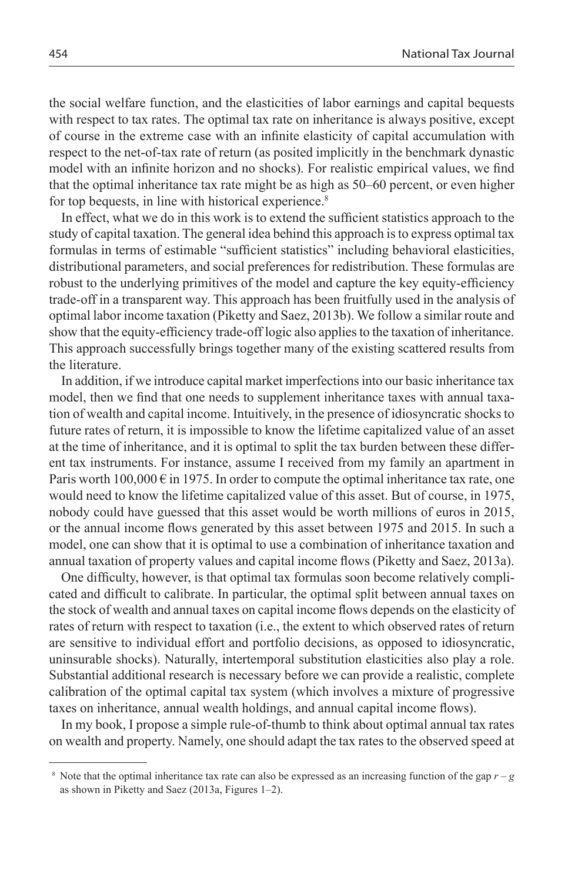the social welfare function, and the elasticities of labor earnings and capital bequests with respect to tax rates. The optimal tax rate on inheritance is always positive, except of course in the extreme case with an infinite elasticity of capital accumulation with respect to the net-of-tax rate of return (as posited implicitly in the benchmark dynastic model with an infinite horizon and no shocks). For realistic empirical values, we find that the optimal inheritance tax rate might be as high as 50–60 percent, or even higher for top bequests, in line with historical experience.[8]

In effect, what we do in this work is to extend the sufficient statistics approach to the study of capital taxation. The general idea behind this approach is to express optimal tax formulas in terms of estimable "sufficient statistics" including behavioral elasticities, distributional parameters, and social preferences for redistribution. These formulas are robust to the underlying primitives of the model and capture the key equity-efficiency trade-off in a transparent way. This approach has been fruitfully used in the analysis of optimal labor income taxation (Piketty and Saez, 2013b). We follow a similar route and show that the equity-efficiency trade-off logic also applies to the taxation of inheritance. This approach successfully brings together many of the existing scattered results from the literature.

In addition, if we introduce capital market imperfections into our basic inheritance tax model, then we find that one needs to supplement inheritance taxes with annual taxation of wealth and capital income. Intuitively, in the presence of idiosyncratic shocks to future rates of return, it is impossible to know the lifetime capitalized value of an asset at the time of inheritance, and it is optimal to split the tax burden between these different tax instruments. For instance, assume I received from my family an apartment in Paris worth 100,000 € in 1975. In order to compute the optimal inheritance tax rate, one would need to know the lifetime capitalized value of this asset. But of course, in 1975, nobody could have guessed that this asset would be worth millions of euros in 2015, or the annual income flows generated by this asset between 1975 and 2015. In such a model, one can show that it is optimal to use a combination of inheritance taxation and annual taxation of property values and capital income flows (Piketty and Saez, 2013a).

One difficulty, however, is that optimal tax formulas soon become relatively complicated and difficult to calibrate. In particular, the optimal split between annual taxes on the stock of wealth and annual taxes on capital income flows depends on the elasticity of rates of return with respect to taxation (i.e., the extent to which observed rates of return are sensitive to individual effort and portfolio decisions, as opposed to idiosyncratic, uninsurable shocks). Naturally, intertemporal substitution elasticities also play a role. Substantial additional research is necessary before we can provide a realistic, complete calibration of the optimal capital tax system (which involves a mixture of progressive taxes on inheritance, annual wealth holdings, and annual capital income flows).

In my book, I propose a simple rule-of-thumb to think about optimal annual tax rates on wealth and property. Namely, one should adapt the tax rates to the observed speed at

[8] Note that the optimal inheritance tax rate can also be expressed as an increasing function of the gap $r - g$ as shown in Piketty and Saez (2013a, Figures 1–2).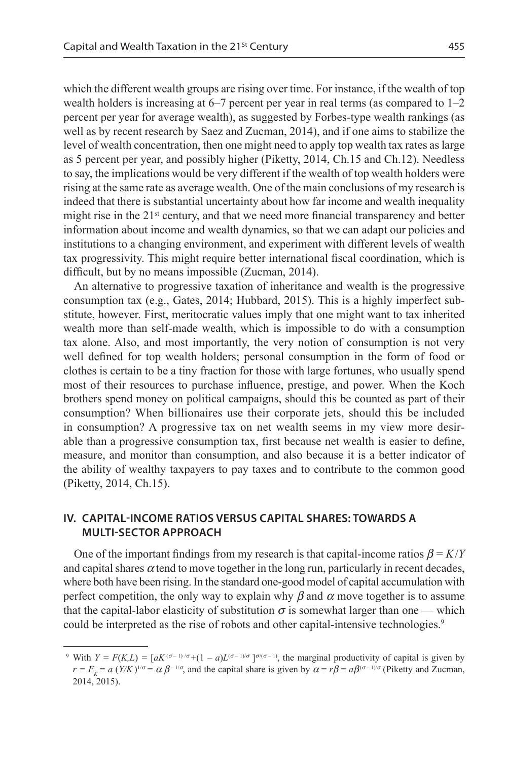which the different wealth groups are rising over time. For instance, if the wealth of top wealth holders is increasing at 6–7 percent per year in real terms (as compared to 1–2 percent per year for average wealth), as suggested by Forbes-type wealth rankings (as well as by recent research by Saez and Zucman, 2014), and if one aims to stabilize the level of wealth concentration, then one might need to apply top wealth tax rates as large as 5 percent per year, and possibly higher (Piketty, 2014, Ch.15 and Ch.12). Needless to say, the implications would be very different if the wealth of top wealth holders were rising at the same rate as average wealth. One of the main conclusions of my research is indeed that there is substantial uncertainty about how far income and wealth inequality might rise in the 21st century, and that we need more financial transparency and better information about income and wealth dynamics, so that we can adapt our policies and institutions to a changing environment, and experiment with different levels of wealth tax progressivity. This might require better international fiscal coordination, which is difficult, but by no means impossible (Zucman, 2014).

An alternative to progressive taxation of inheritance and wealth is the progressive consumption tax (e.g., Gates, 2014; Hubbard, 2015). This is a highly imperfect substitute, however. First, meritocratic values imply that one might want to tax inherited wealth more than self-made wealth, which is impossible to do with a consumption tax alone. Also, and most importantly, the very notion of consumption is not very well defined for top wealth holders; personal consumption in the form of food or clothes is certain to be a tiny fraction for those with large fortunes, who usually spend most of their resources to purchase influence, prestige, and power. When the Koch brothers spend money on political campaigns, should this be counted as part of their consumption? When billionaires use their corporate jets, should this be included in consumption? A progressive tax on net wealth seems in my view more desirable than a progressive consumption tax, first because net wealth is easier to define, measure, and monitor than consumption, and also because it is a better indicator of the ability of wealthy taxpayers to pay taxes and to contribute to the common good (Piketty, 2014, Ch.15).

## IV. CAPITAL-INCOME RATIOS VERSUS CAPITAL SHARES: TOWARDS A MULTI-SECTOR APPROACH

One of the important findings from my research is that capital-income ratios $\beta = K/Y$ and capital shares $\alpha$ tend to move together in the long run, particularly in recent decades, where both have been rising. In the standard one-good model of capital accumulation with perfect competition, the only way to explain why $\beta$ and $\alpha$ move together is to assume that the capital-labor elasticity of substitution $\sigma$ is somewhat larger than one — which could be interpreted as the rise of robots and other capital-intensive technologies.[9]

---

[9] With $Y = F(K,L) = [aK^{(\sigma-1)/\sigma} + (1-a)L^{(\sigma-1)/\sigma}]^{\sigma/(\sigma-1)}$, the marginal productivity of capital is given by $r = F_K = a\,(Y/K)^{1/\sigma} = \alpha\,\beta^{-1/\sigma}$, and the capital share is given by $\alpha = r\beta = a\beta^{(\sigma-1)/\sigma}$ (Piketty and Zucman, 2014, 2015).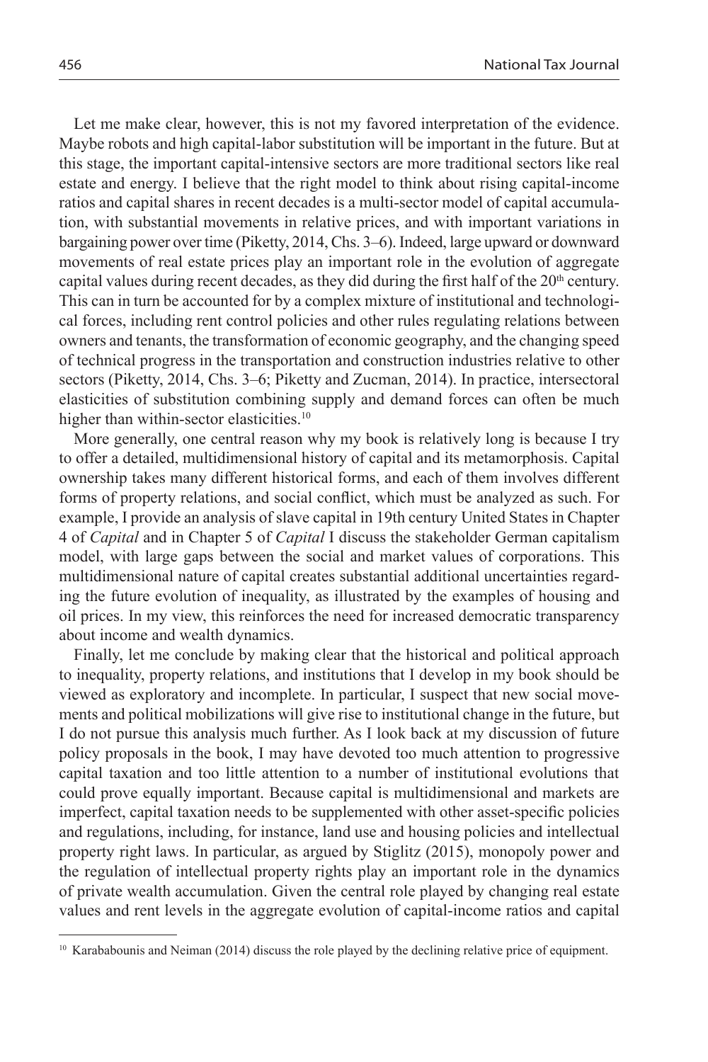Let me make clear, however, this is not my favored interpretation of the evidence. Maybe robots and high capital-labor substitution will be important in the future. But at this stage, the important capital-intensive sectors are more traditional sectors like real estate and energy. I believe that the right model to think about rising capital-income ratios and capital shares in recent decades is a multi-sector model of capital accumulation, with substantial movements in relative prices, and with important variations in bargaining power over time (Piketty, 2014, Chs. 3–6). Indeed, large upward or downward movements of real estate prices play an important role in the evolution of aggregate capital values during recent decades, as they did during the first half of the 20th century. This can in turn be accounted for by a complex mixture of institutional and technological forces, including rent control policies and other rules regulating relations between owners and tenants, the transformation of economic geography, and the changing speed of technical progress in the transportation and construction industries relative to other sectors (Piketty, 2014, Chs. 3–6; Piketty and Zucman, 2014). In practice, intersectoral elasticities of substitution combining supply and demand forces can often be much higher than within-sector elasticities.[10]

More generally, one central reason why my book is relatively long is because I try to offer a detailed, multidimensional history of capital and its metamorphosis. Capital ownership takes many different historical forms, and each of them involves different forms of property relations, and social conflict, which must be analyzed as such. For example, I provide an analysis of slave capital in 19th century United States in Chapter 4 of *Capital* and in Chapter 5 of *Capital* I discuss the stakeholder German capitalism model, with large gaps between the social and market values of corporations. This multidimensional nature of capital creates substantial additional uncertainties regarding the future evolution of inequality, as illustrated by the examples of housing and oil prices. In my view, this reinforces the need for increased democratic transparency about income and wealth dynamics.

Finally, let me conclude by making clear that the historical and political approach to inequality, property relations, and institutions that I develop in my book should be viewed as exploratory and incomplete. In particular, I suspect that new social movements and political mobilizations will give rise to institutional change in the future, but I do not pursue this analysis much further. As I look back at my discussion of future policy proposals in the book, I may have devoted too much attention to progressive capital taxation and too little attention to a number of institutional evolutions that could prove equally important. Because capital is multidimensional and markets are imperfect, capital taxation needs to be supplemented with other asset-specific policies and regulations, including, for instance, land use and housing policies and intellectual property right laws. In particular, as argued by Stiglitz (2015), monopoly power and the regulation of intellectual property rights play an important role in the dynamics of private wealth accumulation. Given the central role played by changing real estate values and rent levels in the aggregate evolution of capital-income ratios and capital

[10] Karababounis and Neiman (2014) discuss the role played by the declining relative price of equipment.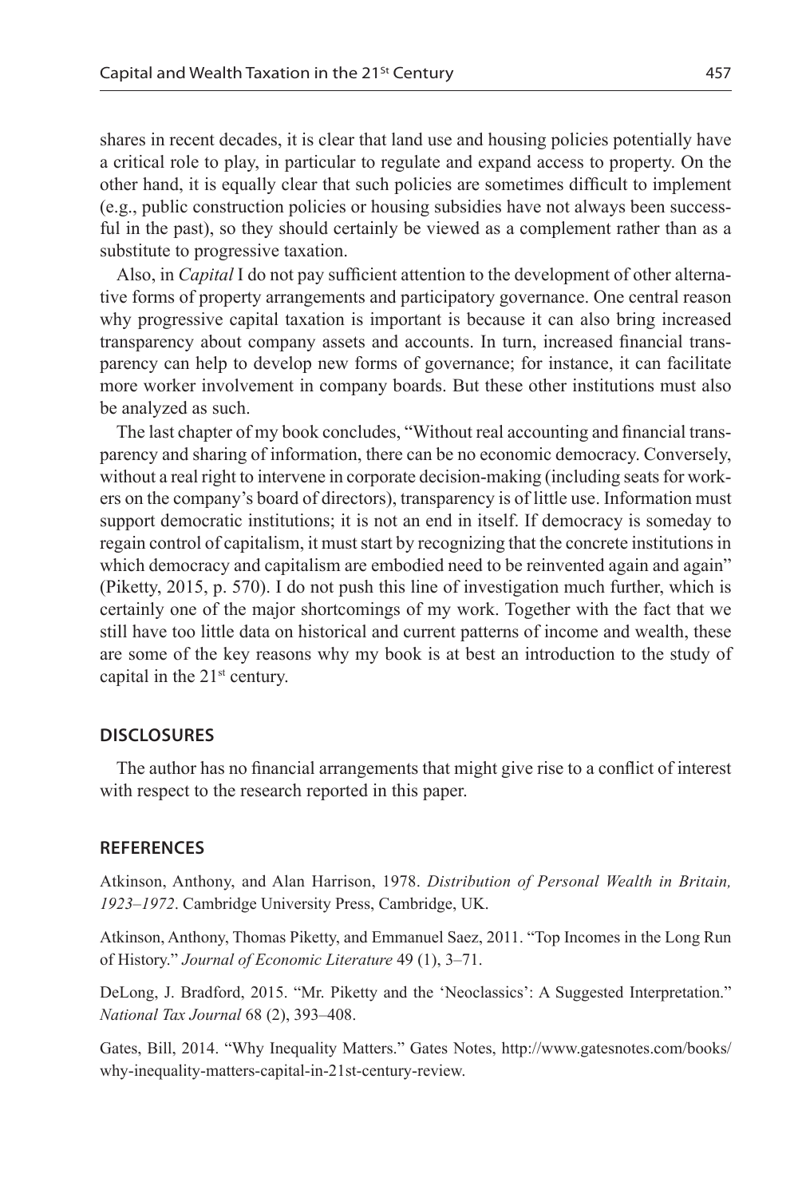shares in recent decades, it is clear that land use and housing policies potentially have a critical role to play, in particular to regulate and expand access to property. On the other hand, it is equally clear that such policies are sometimes difficult to implement (e.g., public construction policies or housing subsidies have not always been successful in the past), so they should certainly be viewed as a complement rather than as a substitute to progressive taxation.

Also, in *Capital* I do not pay sufficient attention to the development of other alternative forms of property arrangements and participatory governance. One central reason why progressive capital taxation is important is because it can also bring increased transparency about company assets and accounts. In turn, increased financial transparency can help to develop new forms of governance; for instance, it can facilitate more worker involvement in company boards. But these other institutions must also be analyzed as such.

The last chapter of my book concludes, "Without real accounting and financial transparency and sharing of information, there can be no economic democracy. Conversely, without a real right to intervene in corporate decision-making (including seats for workers on the company's board of directors), transparency is of little use. Information must support democratic institutions; it is not an end in itself. If democracy is someday to regain control of capitalism, it must start by recognizing that the concrete institutions in which democracy and capitalism are embodied need to be reinvented again and again" (Piketty, 2015, p. 570). I do not push this line of investigation much further, which is certainly one of the major shortcomings of my work. Together with the fact that we still have too little data on historical and current patterns of income and wealth, these are some of the key reasons why my book is at best an introduction to the study of capital in the 21st century.

## DISCLOSURES

The author has no financial arrangements that might give rise to a conflict of interest with respect to the research reported in this paper.

## REFERENCES

Atkinson, Anthony, and Alan Harrison, 1978. *Distribution of Personal Wealth in Britain, 1923–1972*. Cambridge University Press, Cambridge, UK.

Atkinson, Anthony, Thomas Piketty, and Emmanuel Saez, 2011. "Top Incomes in the Long Run of History." *Journal of Economic Literature* 49 (1), 3–71.

DeLong, J. Bradford, 2015. "Mr. Piketty and the 'Neoclassics': A Suggested Interpretation." *National Tax Journal* 68 (2), 393–408.

Gates, Bill, 2014. "Why Inequality Matters." Gates Notes, http://www.gatesnotes.com/books/why-inequality-matters-capital-in-21st-century-review.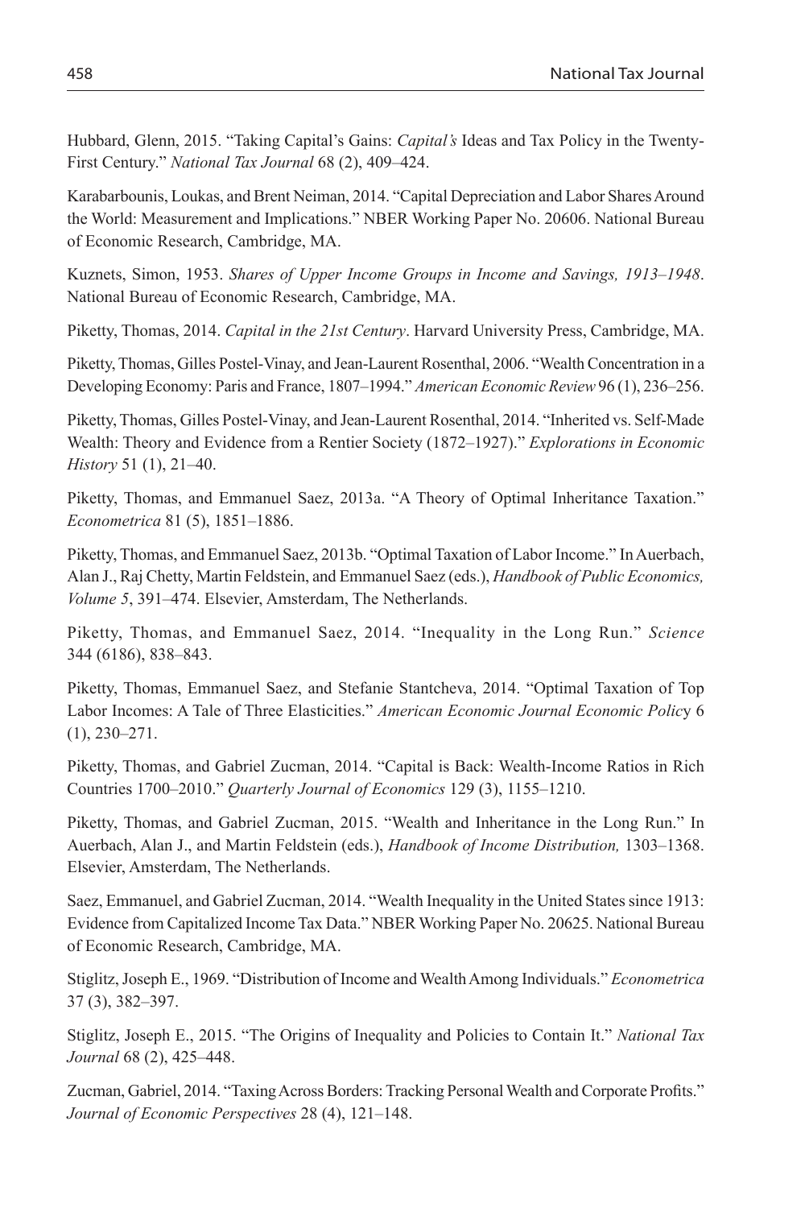Hubbard, Glenn, 2015. "Taking Capital's Gains: *Capital's* Ideas and Tax Policy in the Twenty-First Century." *National Tax Journal* 68 (2), 409–424.

Karabarbounis, Loukas, and Brent Neiman, 2014. "Capital Depreciation and Labor Shares Around the World: Measurement and Implications." NBER Working Paper No. 20606. National Bureau of Economic Research, Cambridge, MA.

Kuznets, Simon, 1953. *Shares of Upper Income Groups in Income and Savings, 1913–1948*. National Bureau of Economic Research, Cambridge, MA.

Piketty, Thomas, 2014. *Capital in the 21st Century*. Harvard University Press, Cambridge, MA.

Piketty, Thomas, Gilles Postel-Vinay, and Jean-Laurent Rosenthal, 2006. "Wealth Concentration in a Developing Economy: Paris and France, 1807–1994." *American Economic Review* 96 (1), 236–256.

Piketty, Thomas, Gilles Postel-Vinay, and Jean-Laurent Rosenthal, 2014. "Inherited vs. Self-Made Wealth: Theory and Evidence from a Rentier Society (1872–1927)." *Explorations in Economic History* 51 (1), 21–40.

Piketty, Thomas, and Emmanuel Saez, 2013a. "A Theory of Optimal Inheritance Taxation." *Econometrica* 81 (5), 1851–1886.

Piketty, Thomas, and Emmanuel Saez, 2013b. "Optimal Taxation of Labor Income." In Auerbach, Alan J., Raj Chetty, Martin Feldstein, and Emmanuel Saez (eds.), *Handbook of Public Economics, Volume 5*, 391–474. Elsevier, Amsterdam, The Netherlands.

Piketty, Thomas, and Emmanuel Saez, 2014. "Inequality in the Long Run." *Science* 344 (6186), 838–843.

Piketty, Thomas, Emmanuel Saez, and Stefanie Stantcheva, 2014. "Optimal Taxation of Top Labor Incomes: A Tale of Three Elasticities." *American Economic Journal Economic Policy* 6 (1), 230–271.

Piketty, Thomas, and Gabriel Zucman, 2014. "Capital is Back: Wealth-Income Ratios in Rich Countries 1700–2010." *Quarterly Journal of Economics* 129 (3), 1155–1210.

Piketty, Thomas, and Gabriel Zucman, 2015. "Wealth and Inheritance in the Long Run." In Auerbach, Alan J., and Martin Feldstein (eds.), *Handbook of Income Distribution,* 1303–1368. Elsevier, Amsterdam, The Netherlands.

Saez, Emmanuel, and Gabriel Zucman, 2014. "Wealth Inequality in the United States since 1913: Evidence from Capitalized Income Tax Data." NBER Working Paper No. 20625. National Bureau of Economic Research, Cambridge, MA.

Stiglitz, Joseph E., 1969. "Distribution of Income and Wealth Among Individuals." *Econometrica* 37 (3), 382–397.

Stiglitz, Joseph E., 2015. "The Origins of Inequality and Policies to Contain It." *National Tax Journal* 68 (2), 425–448.

Zucman, Gabriel, 2014. "Taxing Across Borders: Tracking Personal Wealth and Corporate Profits." *Journal of Economic Perspectives* 28 (4), 121–148.